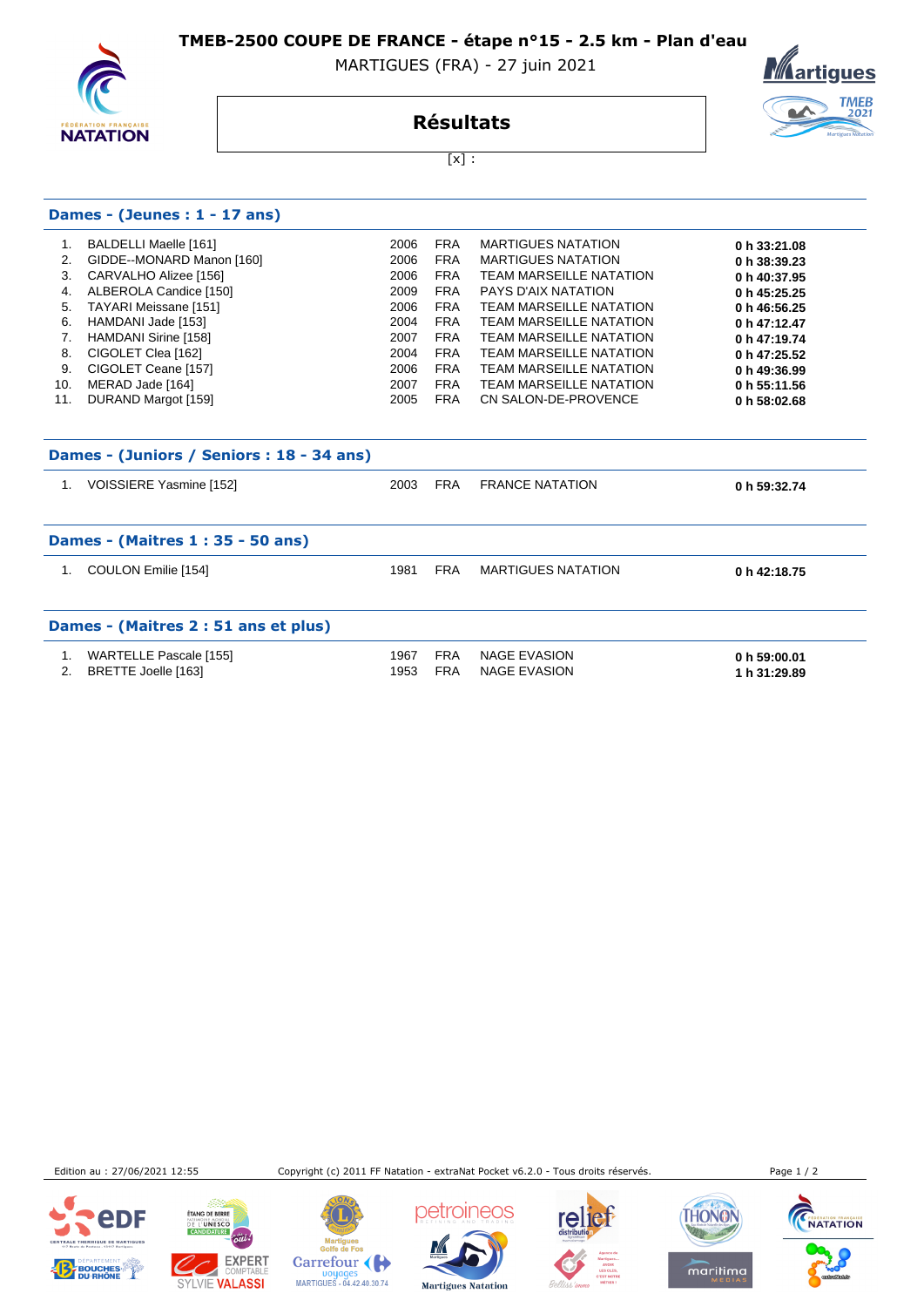# TMEB-2500 COUPE DE FRANCE - étape n°15 - 2.5 km - Plan d'eau

MARTIGUES (FRA) - 27 juin 2021

## Résultats

[x] :

### Dames - (Jeunes : 1 - 17 ans)

| | | | | | |
|---|---|---|---|---|---|
| 1. | BALDELLI Maelle [161] | 2006 | FRA | MARTIGUES NATATION | **0 h 33:21.08** |
| 2. | GIDDE--MONARD Manon [160] | 2006 | FRA | MARTIGUES NATATION | **0 h 38:39.23** |
| 3. | CARVALHO Alizee [156] | 2006 | FRA | TEAM MARSEILLE NATATION | **0 h 40:37.95** |
| 4. | ALBEROLA Candice [150] | 2009 | FRA | PAYS D'AIX NATATION | **0 h 45:25.25** |
| 5. | TAYARI Meissane [151] | 2006 | FRA | TEAM MARSEILLE NATATION | **0 h 46:56.25** |
| 6. | HAMDANI Jade [153] | 2004 | FRA | TEAM MARSEILLE NATATION | **0 h 47:12.47** |
| 7. | HAMDANI Sirine [158] | 2007 | FRA | TEAM MARSEILLE NATATION | **0 h 47:19.74** |
| 8. | CIGOLET Clea [162] | 2004 | FRA | TEAM MARSEILLE NATATION | **0 h 47:25.52** |
| 9. | CIGOLET Ceane [157] | 2006 | FRA | TEAM MARSEILLE NATATION | **0 h 49:36.99** |
| 10. | MERAD Jade [164] | 2007 | FRA | TEAM MARSEILLE NATATION | **0 h 55:11.56** |
| 11. | DURAND Margot [159] | 2005 | FRA | CN SALON-DE-PROVENCE | **0 h 58:02.68** |

### Dames - (Juniors / Seniors : 18 - 34 ans)

| | | | | | |
|---|---|---|---|---|---|
| 1. | VOISSIERE Yasmine [152] | 2003 | FRA | FRANCE NATATION | **0 h 59:32.74** |

### Dames - (Maitres 1 : 35 - 50 ans)

| | | | | | |
|---|---|---|---|---|---|
| 1. | COULON Emilie [154] | 1981 | FRA | MARTIGUES NATATION | **0 h 42:18.75** |

### Dames - (Maitres 2 : 51 ans et plus)

| | | | | | |
|---|---|---|---|---|---|
| 1. | WARTELLE Pascale [155] | 1967 | FRA | NAGE EVASION | **0 h 59:00.01** |
| 2. | BRETTE Joelle [163] | 1953 | FRA | NAGE EVASION | **1 h 31:29.89** |

Edition au : 27/06/2021 12:55 — Copyright (c) 2011 FF Natation - extraNat Pocket v6.2.0 - Tous droits réservés.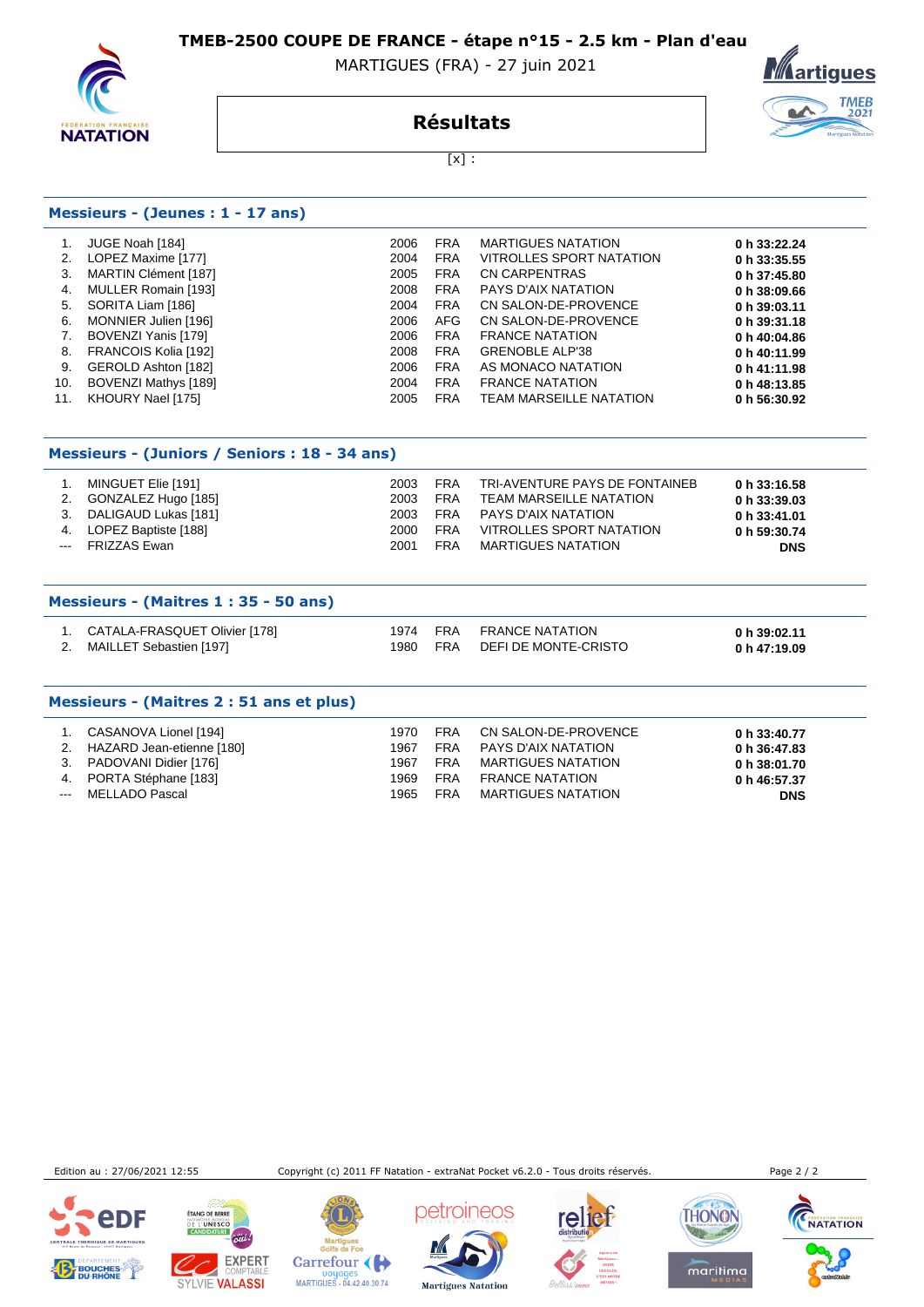# TMEB-2500 COUPE DE FRANCE - étape n°15 - 2.5 km - Plan d'eau

MARTIGUES (FRA) - 27 juin 2021

## Résultats

[x] :

### Messieurs - (Jeunes : 1 - 17 ans)

| | | | | | |
|---|---|---|---|---|---|
| 1. | JUGE Noah [184] | 2006 | FRA | MARTIGUES NATATION | 0 h 33:22.24 |
| 2. | LOPEZ Maxime [177] | 2004 | FRA | VITROLLES SPORT NATATION | 0 h 33:35.55 |
| 3. | MARTIN Clément [187] | 2005 | FRA | CN CARPENTRAS | 0 h 37:45.80 |
| 4. | MULLER Romain [193] | 2008 | FRA | PAYS D'AIX NATATION | 0 h 38:09.66 |
| 5. | SORITA Liam [186] | 2004 | FRA | CN SALON-DE-PROVENCE | 0 h 39:03.11 |
| 6. | MONNIER Julien [196] | 2006 | AFG | CN SALON-DE-PROVENCE | 0 h 39:31.18 |
| 7. | BOVENZI Yanis [179] | 2006 | FRA | FRANCE NATATION | 0 h 40:04.86 |
| 8. | FRANCOIS Kolia [192] | 2008 | FRA | GRENOBLE ALP'38 | 0 h 40:11.99 |
| 9. | GEROLD Ashton [182] | 2006 | FRA | AS MONACO NATATION | 0 h 41:11.98 |
| 10. | BOVENZI Mathys [189] | 2004 | FRA | FRANCE NATATION | 0 h 48:13.85 |
| 11. | KHOURY Nael [175] | 2005 | FRA | TEAM MARSEILLE NATATION | 0 h 56:30.92 |

### Messieurs - (Juniors / Seniors : 18 - 34 ans)

| | | | | | |
|---|---|---|---|---|---|
| 1. | MINGUET Elie [191] | 2003 | FRA | TRI-AVENTURE PAYS DE FONTAINEB | 0 h 33:16.58 |
| 2. | GONZALEZ Hugo [185] | 2003 | FRA | TEAM MARSEILLE NATATION | 0 h 33:39.03 |
| 3. | DALIGAUD Lukas [181] | 2003 | FRA | PAYS D'AIX NATATION | 0 h 33:41.01 |
| 4. | LOPEZ Baptiste [188] | 2000 | FRA | VITROLLES SPORT NATATION | 0 h 59:30.74 |
| --- | FRIZZAS Ewan | 2001 | FRA | MARTIGUES NATATION | DNS |

### Messieurs - (Maitres 1 : 35 - 50 ans)

| | | | | | |
|---|---|---|---|---|---|
| 1. | CATALA-FRASQUET Olivier [178] | 1974 | FRA | FRANCE NATATION | 0 h 39:02.11 |
| 2. | MAILLET Sebastien [197] | 1980 | FRA | DEFI DE MONTE-CRISTO | 0 h 47:19.09 |

### Messieurs - (Maitres 2 : 51 ans et plus)

| | | | | | |
|---|---|---|---|---|---|
| 1. | CASANOVA Lionel [194] | 1970 | FRA | CN SALON-DE-PROVENCE | 0 h 33:40.77 |
| 2. | HAZARD Jean-etienne [180] | 1967 | FRA | PAYS D'AIX NATATION | 0 h 36:47.83 |
| 3. | PADOVANI Didier [176] | 1967 | FRA | MARTIGUES NATATION | 0 h 38:01.70 |
| 4. | PORTA Stéphane [183] | 1969 | FRA | FRANCE NATATION | 0 h 46:57.37 |
| --- | MELLADO Pascal | 1965 | FRA | MARTIGUES NATATION | DNS |

Edition au : 27/06/2021 12:55 — Copyright (c) 2011 FF Natation - extraNat Pocket v6.2.0 - Tous droits réservés.